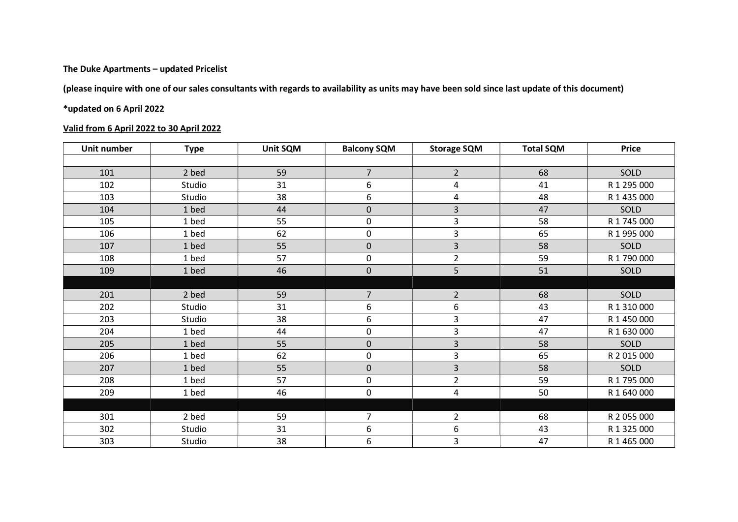**The Duke Apartments – updated Pricelist**

**(please inquire with one of our sales consultants with regards to availability as units may have been sold since last update of this document)**

***updated on 6 April 2022**

**Valid from 6 April 2022 to 30 April 2022**

| Unit number | Type | Unit SQM | Balcony SQM | Storage SQM | Total SQM | Price |
|---|---|---|---|---|---|---|
| | | | | | | |
| 101 | 2 bed | 59 | 7 | 2 | 68 | SOLD |
| 102 | Studio | 31 | 6 | 4 | 41 | R 1 295 000 |
| 103 | Studio | 38 | 6 | 4 | 48 | R 1 435 000 |
| 104 | 1 bed | 44 | 0 | 3 | 47 | SOLD |
| 105 | 1 bed | 55 | 0 | 3 | 58 | R 1 745 000 |
| 106 | 1 bed | 62 | 0 | 3 | 65 | R 1 995 000 |
| 107 | 1 bed | 55 | 0 | 3 | 58 | SOLD |
| 108 | 1 bed | 57 | 0 | 2 | 59 | R 1 790 000 |
| 109 | 1 bed | 46 | 0 | 5 | 51 | SOLD |
| | | | | | | |
| 201 | 2 bed | 59 | 7 | 2 | 68 | SOLD |
| 202 | Studio | 31 | 6 | 6 | 43 | R 1 310 000 |
| 203 | Studio | 38 | 6 | 3 | 47 | R 1 450 000 |
| 204 | 1 bed | 44 | 0 | 3 | 47 | R 1 630 000 |
| 205 | 1 bed | 55 | 0 | 3 | 58 | SOLD |
| 206 | 1 bed | 62 | 0 | 3 | 65 | R 2 015 000 |
| 207 | 1 bed | 55 | 0 | 3 | 58 | SOLD |
| 208 | 1 bed | 57 | 0 | 2 | 59 | R 1 795 000 |
| 209 | 1 bed | 46 | 0 | 4 | 50 | R 1 640 000 |
| | | | | | | |
| 301 | 2 bed | 59 | 7 | 2 | 68 | R 2 055 000 |
| 302 | Studio | 31 | 6 | 6 | 43 | R 1 325 000 |
| 303 | Studio | 38 | 6 | 3 | 47 | R 1 465 000 |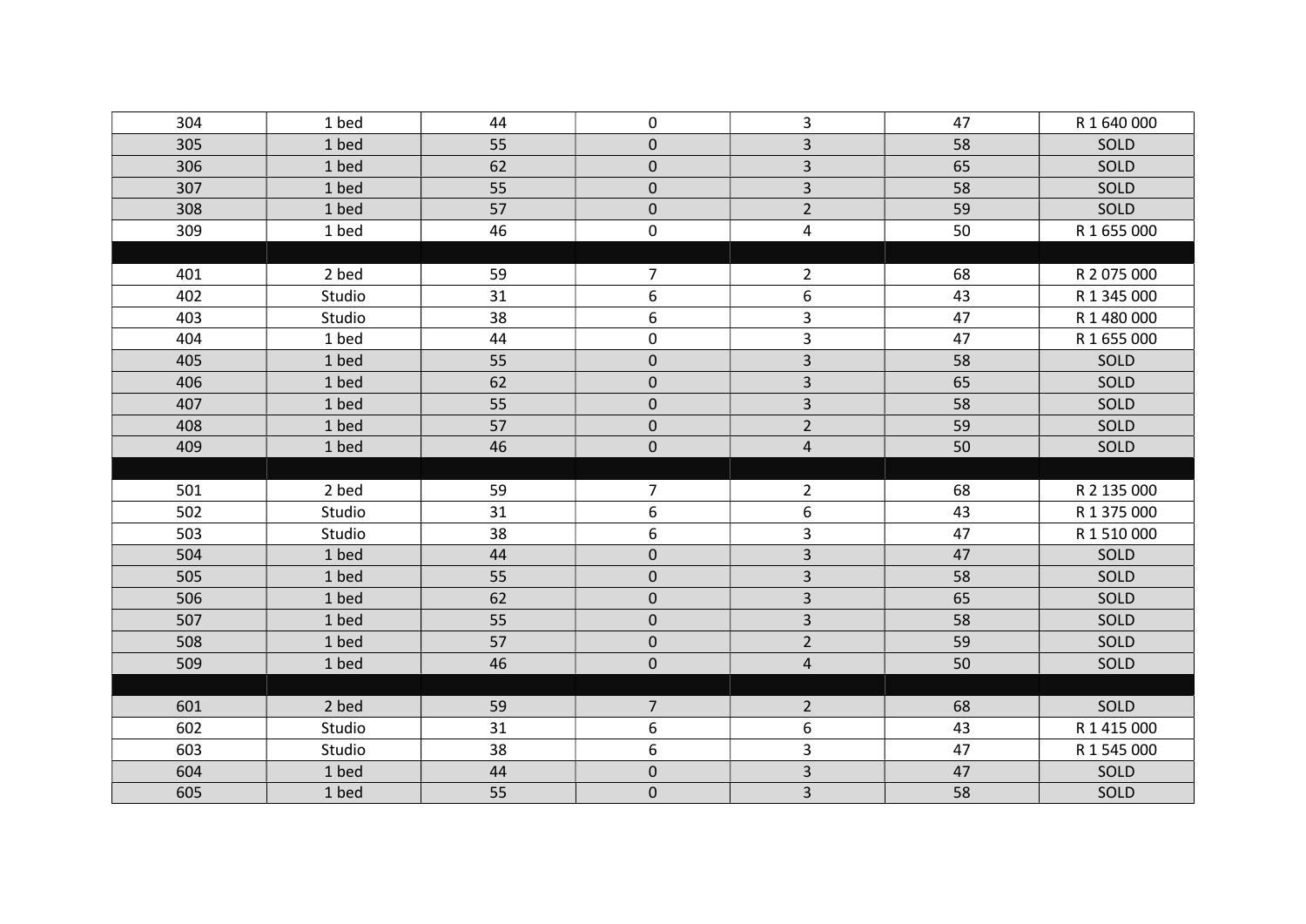| | | | | | | |
|---|---|---|---|---|---|---|
| 304 | 1 bed | 44 | 0 | 3 | 47 | R 1 640 000 |
| 305 | 1 bed | 55 | 0 | 3 | 58 | SOLD |
| 306 | 1 bed | 62 | 0 | 3 | 65 | SOLD |
| 307 | 1 bed | 55 | 0 | 3 | 58 | SOLD |
| 308 | 1 bed | 57 | 0 | 2 | 59 | SOLD |
| 309 | 1 bed | 46 | 0 | 4 | 50 | R 1 655 000 |
| | | | | | | |
| 401 | 2 bed | 59 | 7 | 2 | 68 | R 2 075 000 |
| 402 | Studio | 31 | 6 | 6 | 43 | R 1 345 000 |
| 403 | Studio | 38 | 6 | 3 | 47 | R 1 480 000 |
| 404 | 1 bed | 44 | 0 | 3 | 47 | R 1 655 000 |
| 405 | 1 bed | 55 | 0 | 3 | 58 | SOLD |
| 406 | 1 bed | 62 | 0 | 3 | 65 | SOLD |
| 407 | 1 bed | 55 | 0 | 3 | 58 | SOLD |
| 408 | 1 bed | 57 | 0 | 2 | 59 | SOLD |
| 409 | 1 bed | 46 | 0 | 4 | 50 | SOLD |
| | | | | | | |
| 501 | 2 bed | 59 | 7 | 2 | 68 | R 2 135 000 |
| 502 | Studio | 31 | 6 | 6 | 43 | R 1 375 000 |
| 503 | Studio | 38 | 6 | 3 | 47 | R 1 510 000 |
| 504 | 1 bed | 44 | 0 | 3 | 47 | SOLD |
| 505 | 1 bed | 55 | 0 | 3 | 58 | SOLD |
| 506 | 1 bed | 62 | 0 | 3 | 65 | SOLD |
| 507 | 1 bed | 55 | 0 | 3 | 58 | SOLD |
| 508 | 1 bed | 57 | 0 | 2 | 59 | SOLD |
| 509 | 1 bed | 46 | 0 | 4 | 50 | SOLD |
| | | | | | | |
| 601 | 2 bed | 59 | 7 | 2 | 68 | SOLD |
| 602 | Studio | 31 | 6 | 6 | 43 | R 1 415 000 |
| 603 | Studio | 38 | 6 | 3 | 47 | R 1 545 000 |
| 604 | 1 bed | 44 | 0 | 3 | 47 | SOLD |
| 605 | 1 bed | 55 | 0 | 3 | 58 | SOLD |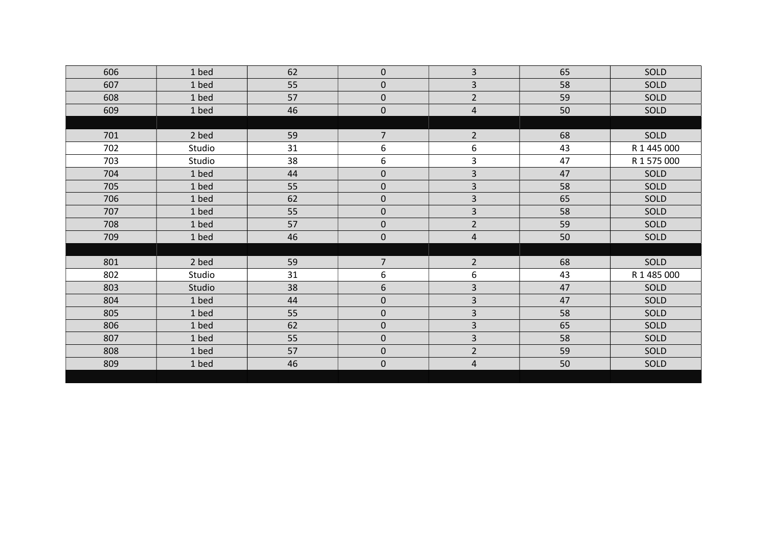| | | | | | | |
|---|---|---|---|---|---|---|
| 606 | 1 bed | 62 | 0 | 3 | 65 | SOLD |
| 607 | 1 bed | 55 | 0 | 3 | 58 | SOLD |
| 608 | 1 bed | 57 | 0 | 2 | 59 | SOLD |
| 609 | 1 bed | 46 | 0 | 4 | 50 | SOLD |
| | | | | | | |
| 701 | 2 bed | 59 | 7 | 2 | 68 | SOLD |
| 702 | Studio | 31 | 6 | 6 | 43 | R 1 445 000 |
| 703 | Studio | 38 | 6 | 3 | 47 | R 1 575 000 |
| 704 | 1 bed | 44 | 0 | 3 | 47 | SOLD |
| 705 | 1 bed | 55 | 0 | 3 | 58 | SOLD |
| 706 | 1 bed | 62 | 0 | 3 | 65 | SOLD |
| 707 | 1 bed | 55 | 0 | 3 | 58 | SOLD |
| 708 | 1 bed | 57 | 0 | 2 | 59 | SOLD |
| 709 | 1 bed | 46 | 0 | 4 | 50 | SOLD |
| | | | | | | |
| 801 | 2 bed | 59 | 7 | 2 | 68 | SOLD |
| 802 | Studio | 31 | 6 | 6 | 43 | R 1 485 000 |
| 803 | Studio | 38 | 6 | 3 | 47 | SOLD |
| 804 | 1 bed | 44 | 0 | 3 | 47 | SOLD |
| 805 | 1 bed | 55 | 0 | 3 | 58 | SOLD |
| 806 | 1 bed | 62 | 0 | 3 | 65 | SOLD |
| 807 | 1 bed | 55 | 0 | 3 | 58 | SOLD |
| 808 | 1 bed | 57 | 0 | 2 | 59 | SOLD |
| 809 | 1 bed | 46 | 0 | 4 | 50 | SOLD |
| | | | | | | |